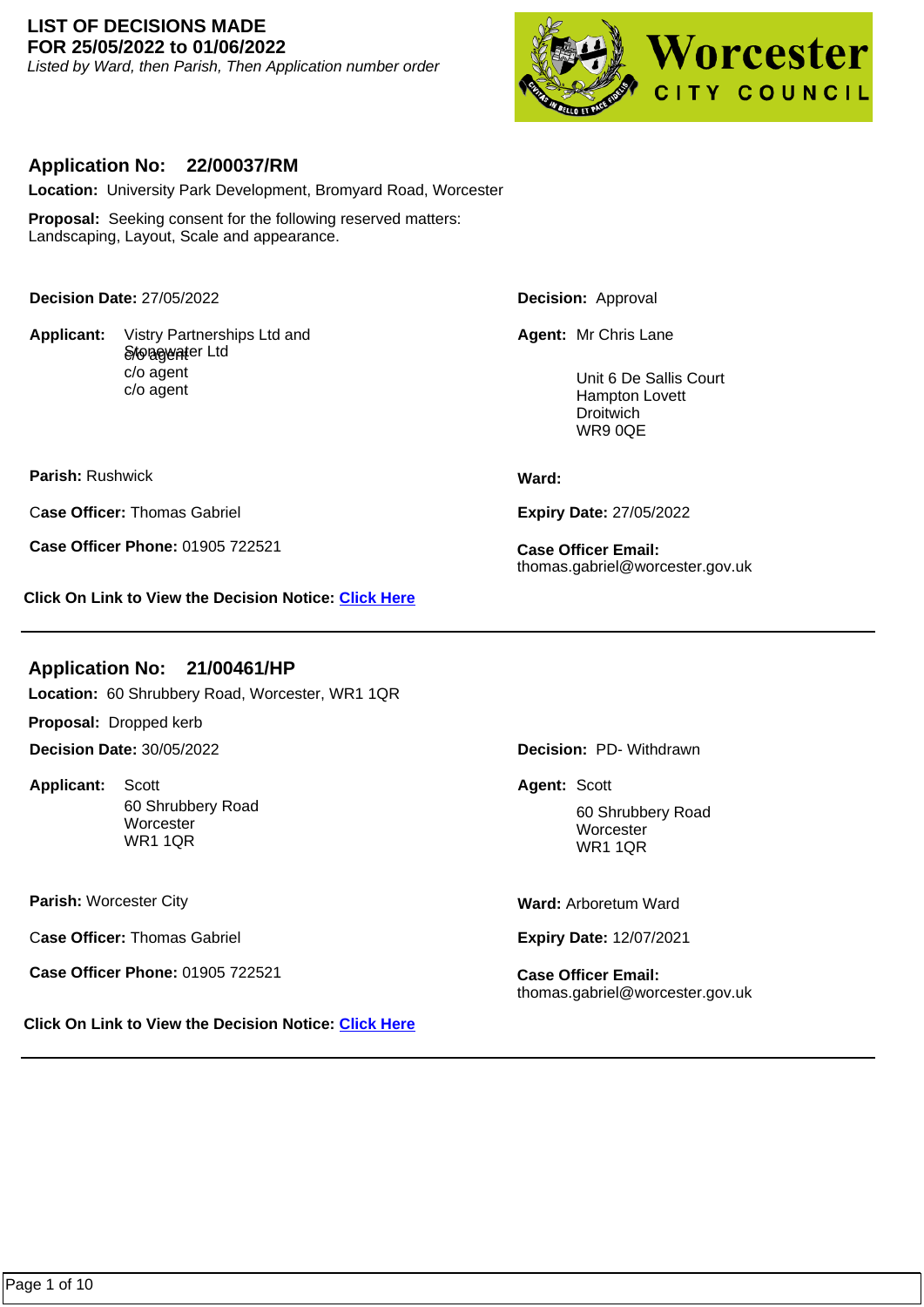# LIST OF DECISIONS MADE
## FOR 25/05/2022 to 01/06/2022

*Listed by Ward, then Parish, Then Application number order*

Worcester CITY COUNCIL

### Application No: 22/00037/RM

**Location:** University Park Development, Bromyard Road, Worcester

**Proposal:** Seeking consent for the following reserved matters: Landscaping, Layout, Scale and appearance.

**Decision Date:** 27/05/2022

**Decision:** Approval

**Applicant:** Vistry Partnerships Ltd and Stonewater Ltd
c/o agent
c/o agent
c/o agent

**Agent:** Mr Chris Lane
Unit 6 De Sallis Court
Hampton Lovett
Droitwich
WR9 0QE

**Parish:** Rushwick

**Ward:**

**Case Officer:** Thomas Gabriel

**Expiry Date:** 27/05/2022

**Case Officer Phone:** 01905 722521

**Case Officer Email:** thomas.gabriel@worcester.gov.uk

**Click On Link to View the Decision Notice:** Click Here

---

### Application No: 21/00461/HP

**Location:** 60 Shrubbery Road, Worcester, WR1 1QR

**Proposal:** Dropped kerb

**Decision Date:** 30/05/2022

**Decision:** PD- Withdrawn

**Applicant:** Scott
60 Shrubbery Road
Worcester
WR1 1QR

**Agent:** Scott
60 Shrubbery Road
Worcester
WR1 1QR

**Parish:** Worcester City

**Ward:** Arboretum Ward

**Case Officer:** Thomas Gabriel

**Expiry Date:** 12/07/2021

**Case Officer Phone:** 01905 722521

**Case Officer Email:** thomas.gabriel@worcester.gov.uk

**Click On Link to View the Decision Notice:** Click Here

---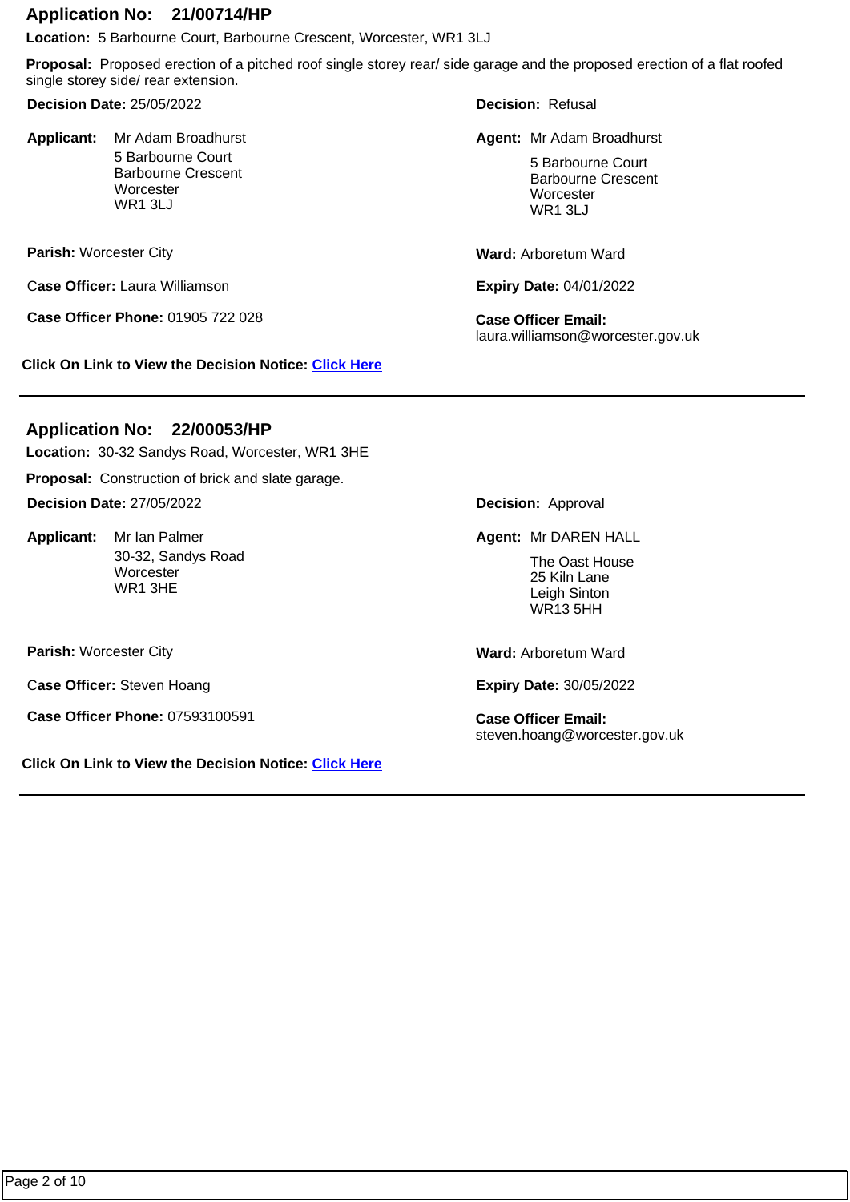## Application No: 21/00714/HP

**Location:** 5 Barbourne Court, Barbourne Crescent, Worcester, WR1 3LJ

**Proposal:** Proposed erection of a pitched roof single storey rear/ side garage and the proposed erection of a flat roofed single storey side/ rear extension.

**Decision Date:** 25/05/2022

**Decision:** Refusal

**Applicant:** Mr Adam Broadhurst
5 Barbourne Court
Barbourne Crescent
Worcester
WR1 3LJ

**Agent:** Mr Adam Broadhurst
5 Barbourne Court
Barbourne Crescent
Worcester
WR1 3LJ

**Parish:** Worcester City

**Ward:** Arboretum Ward

**Case Officer:** Laura Williamson

**Expiry Date:** 04/01/2022

**Case Officer Phone:** 01905 722 028

**Case Officer Email:** laura.williamson@worcester.gov.uk

**Click On Link to View the Decision Notice:** Click Here

---

## Application No: 22/00053/HP

**Location:** 30-32 Sandys Road, Worcester, WR1 3HE

**Proposal:** Construction of brick and slate garage.

**Decision Date:** 27/05/2022

**Decision:** Approval

**Applicant:** Mr Ian Palmer
30-32, Sandys Road
Worcester
WR1 3HE

**Agent:** Mr DAREN HALL
The Oast House
25 Kiln Lane
Leigh Sinton
WR13 5HH

**Parish:** Worcester City

**Ward:** Arboretum Ward

**Case Officer:** Steven Hoang

**Expiry Date:** 30/05/2022

**Case Officer Phone:** 07593100591

**Case Officer Email:** steven.hoang@worcester.gov.uk

**Click On Link to View the Decision Notice:** Click Here

---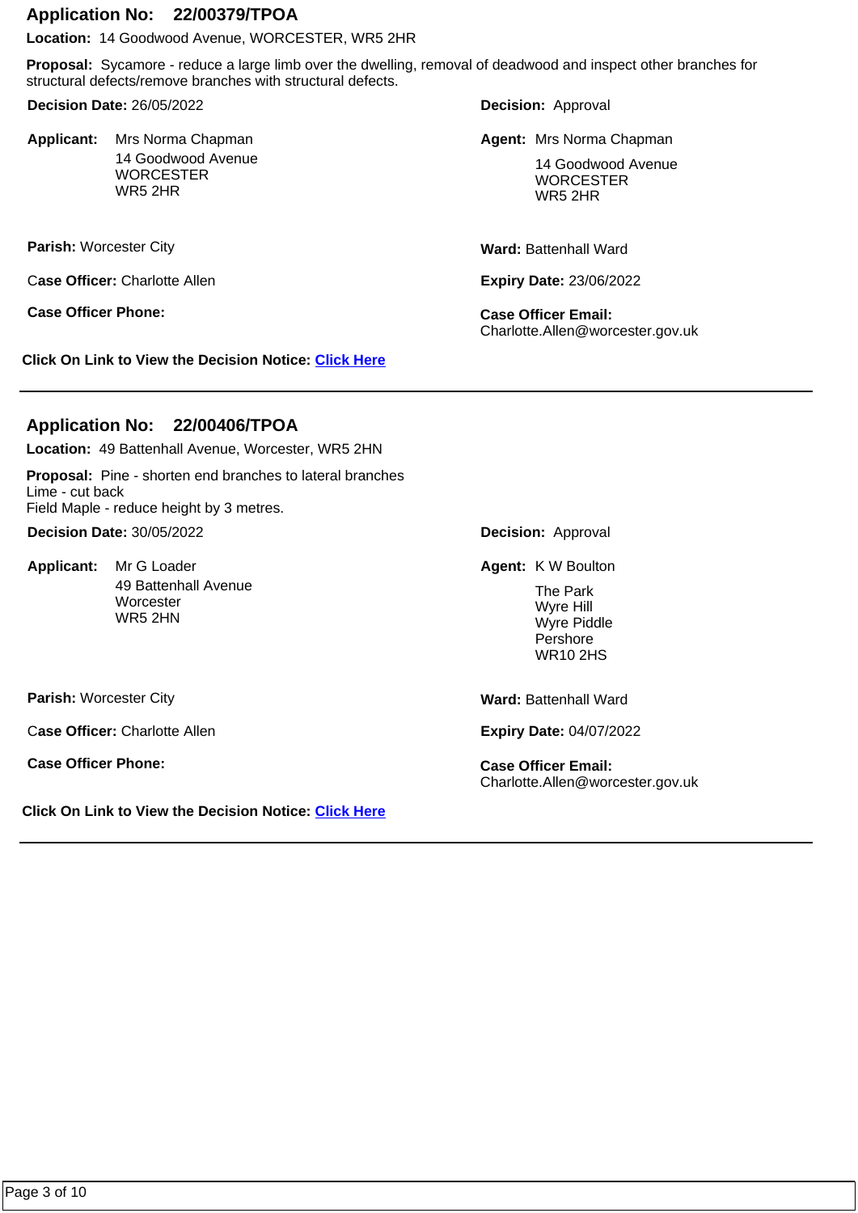## Application No: 22/00379/TPOA

**Location:** 14 Goodwood Avenue, WORCESTER, WR5 2HR

**Proposal:** Sycamore - reduce a large limb over the dwelling, removal of deadwood and inspect other branches for structural defects/remove branches with structural defects.

**Decision Date:** 26/05/2022

**Decision:** Approval

**Applicant:** Mrs Norma Chapman
14 Goodwood Avenue
WORCESTER
WR5 2HR

**Agent:** Mrs Norma Chapman
14 Goodwood Avenue
WORCESTER
WR5 2HR

**Parish:** Worcester City

**Ward:** Battenhall Ward

**Case Officer:** Charlotte Allen

**Expiry Date:** 23/06/2022

**Case Officer Phone:**

**Case Officer Email:** Charlotte.Allen@worcester.gov.uk

**Click On Link to View the Decision Notice:** Click Here

---

## Application No: 22/00406/TPOA

**Location:** 49 Battenhall Avenue, Worcester, WR5 2HN

**Proposal:** Pine - shorten end branches to lateral branches
Lime - cut back
Field Maple - reduce height by 3 metres.

**Decision Date:** 30/05/2022

**Decision:** Approval

**Applicant:** Mr G Loader
49 Battenhall Avenue
Worcester
WR5 2HN

**Agent:** K W Boulton
The Park
Wyre Hill
Wyre Piddle
Pershore
WR10 2HS

**Parish:** Worcester City

**Ward:** Battenhall Ward

**Case Officer:** Charlotte Allen

**Expiry Date:** 04/07/2022

**Case Officer Phone:**

**Case Officer Email:** Charlotte.Allen@worcester.gov.uk

**Click On Link to View the Decision Notice:** Click Here

---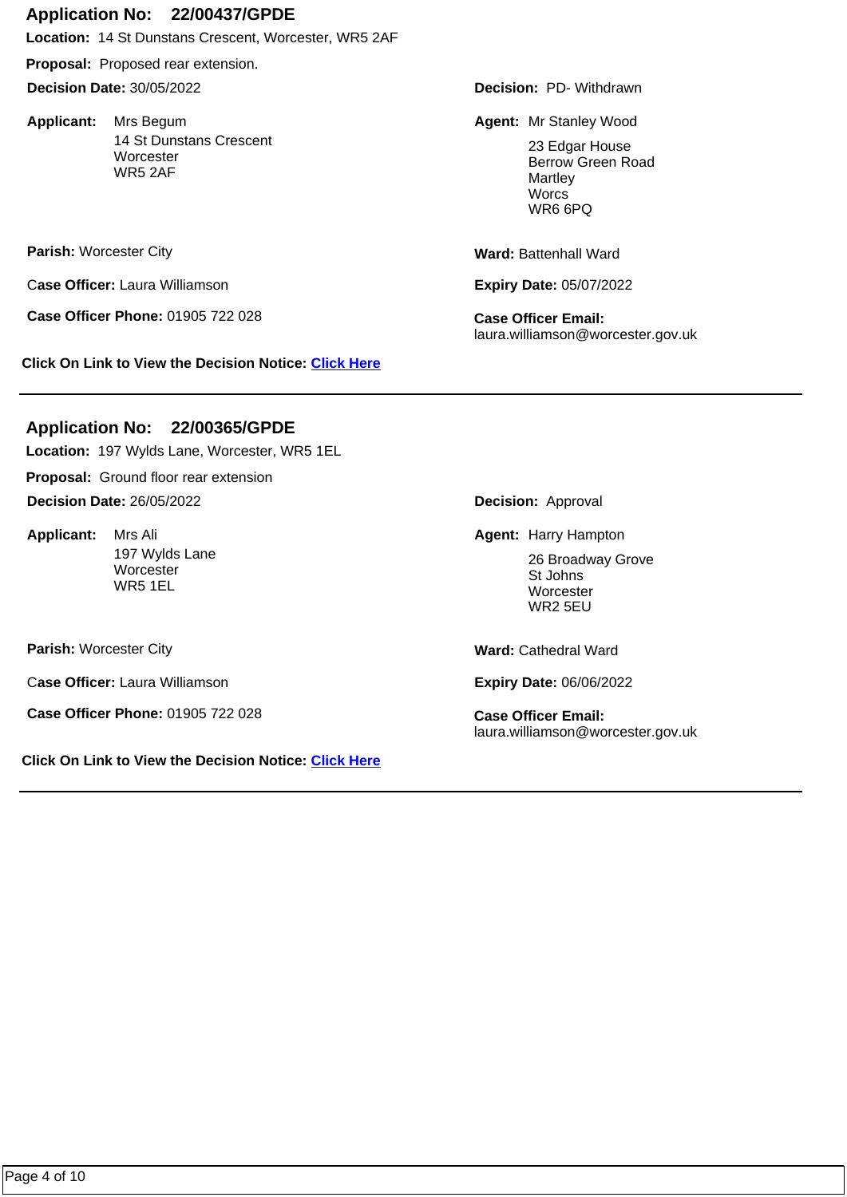## Application No: 22/00437/GPDE

**Location:** 14 St Dunstans Crescent, Worcester, WR5 2AF

**Proposal:** Proposed rear extension.

**Decision Date:** 30/05/2022

**Decision:** PD- Withdrawn

**Applicant:** Mrs Begum
14 St Dunstans Crescent
Worcester
WR5 2AF

**Agent:** Mr Stanley Wood
23 Edgar House
Berrow Green Road
Martley
Worcs
WR6 6PQ

**Parish:** Worcester City

**Ward:** Battenhall Ward

**Case Officer:** Laura Williamson

**Expiry Date:** 05/07/2022

**Case Officer Phone:** 01905 722 028

**Case Officer Email:** laura.williamson@worcester.gov.uk

**Click On Link to View the Decision Notice:** Click Here

---

## Application No: 22/00365/GPDE

**Location:** 197 Wylds Lane, Worcester, WR5 1EL

**Proposal:** Ground floor rear extension

**Decision Date:** 26/05/2022

**Decision:** Approval

**Applicant:** Mrs Ali
197 Wylds Lane
Worcester
WR5 1EL

**Agent:** Harry Hampton
26 Broadway Grove
St Johns
Worcester
WR2 5EU

**Parish:** Worcester City

**Ward:** Cathedral Ward

**Case Officer:** Laura Williamson

**Expiry Date:** 06/06/2022

**Case Officer Phone:** 01905 722 028

**Case Officer Email:** laura.williamson@worcester.gov.uk

**Click On Link to View the Decision Notice:** Click Here

---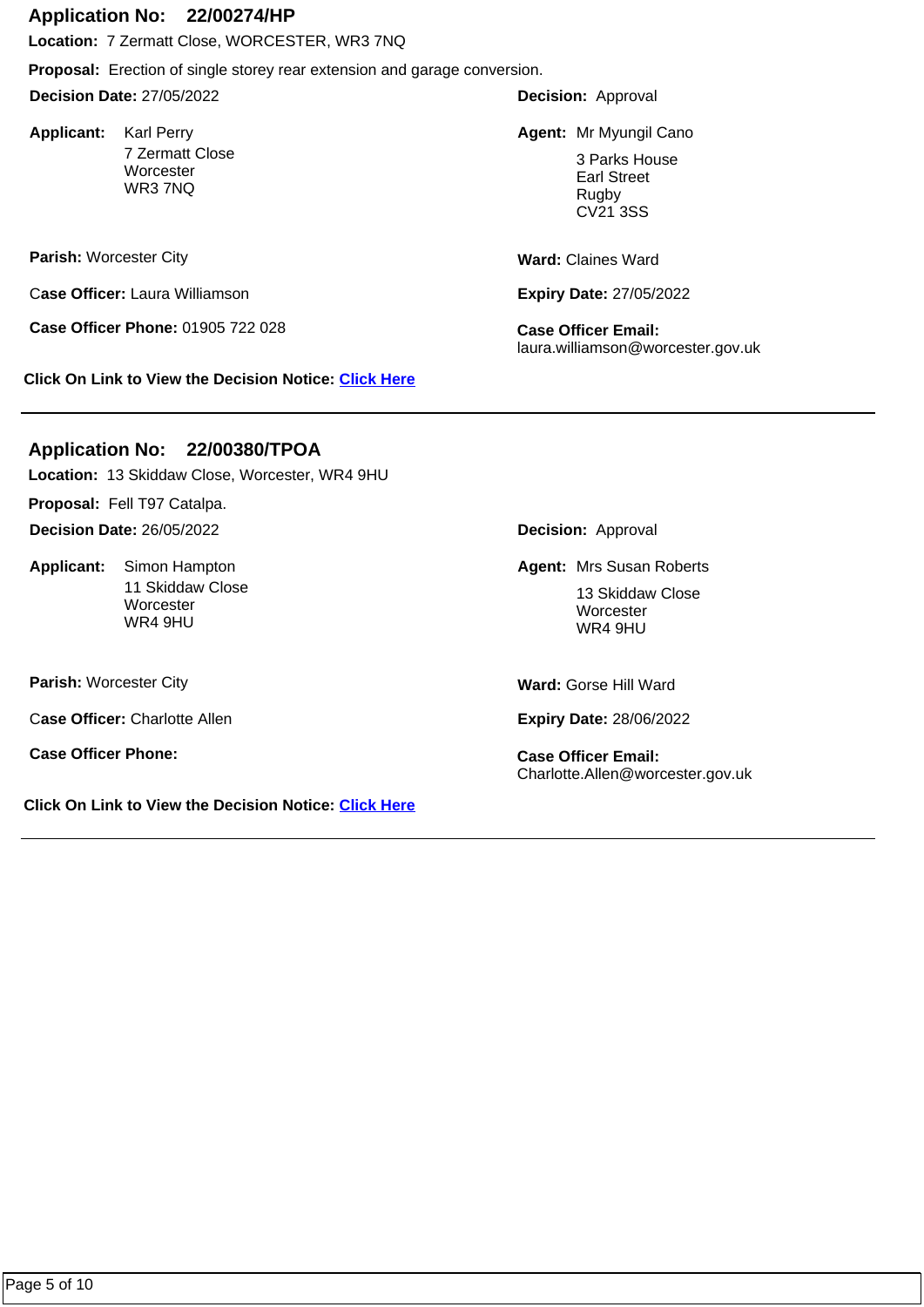## Application No: 22/00274/HP

**Location:** 7 Zermatt Close, WORCESTER, WR3 7NQ

**Proposal:** Erection of single storey rear extension and garage conversion.

**Decision Date:** 27/05/2022

**Decision:** Approval

**Applicant:** Karl Perry
7 Zermatt Close
Worcester
WR3 7NQ

**Agent:** Mr Myungil Cano
3 Parks House
Earl Street
Rugby
CV21 3SS

**Parish:** Worcester City

**Ward:** Claines Ward

**Case Officer:** Laura Williamson

**Expiry Date:** 27/05/2022

**Case Officer Phone:** 01905 722 028

**Case Officer Email:** laura.williamson@worcester.gov.uk

**Click On Link to View the Decision Notice:** Click Here

---

## Application No: 22/00380/TPOA

**Location:** 13 Skiddaw Close, Worcester, WR4 9HU

**Proposal:** Fell T97 Catalpa.

**Decision Date:** 26/05/2022

**Decision:** Approval

**Applicant:** Simon Hampton
11 Skiddaw Close
Worcester
WR4 9HU

**Agent:** Mrs Susan Roberts
13 Skiddaw Close
Worcester
WR4 9HU

**Parish:** Worcester City

**Ward:** Gorse Hill Ward

**Case Officer:** Charlotte Allen

**Expiry Date:** 28/06/2022

**Case Officer Phone:**

**Case Officer Email:** Charlotte.Allen@worcester.gov.uk

**Click On Link to View the Decision Notice:** Click Here

---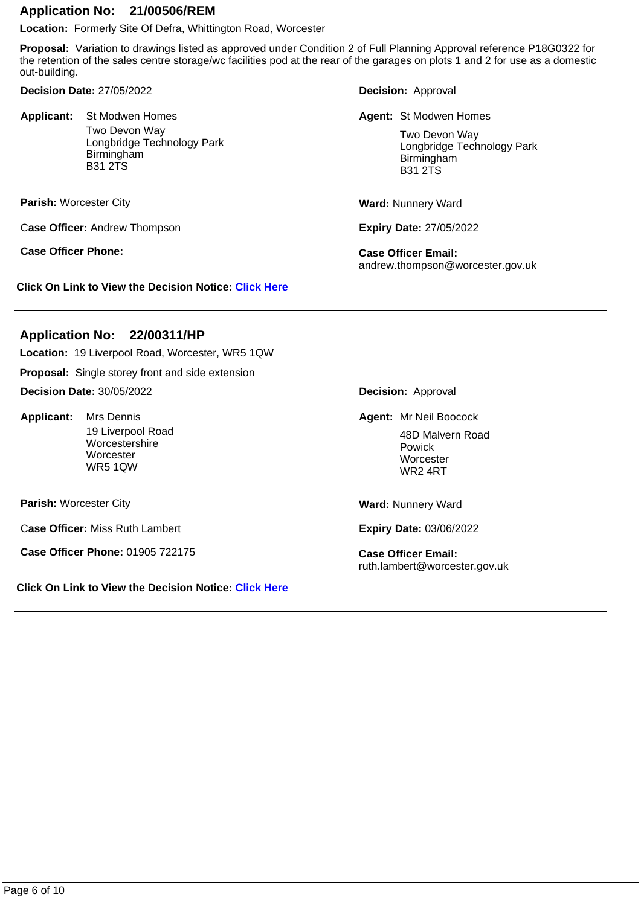## Application No: 21/00506/REM

**Location:** Formerly Site Of Defra, Whittington Road, Worcester

**Proposal:** Variation to drawings listed as approved under Condition 2 of Full Planning Approval reference P18G0322 for the retention of the sales centre storage/wc facilities pod at the rear of the garages on plots 1 and 2 for use as a domestic out-building.

**Decision Date:** 27/05/2022

**Decision:** Approval

**Applicant:** St Modwen Homes
Two Devon Way
Longbridge Technology Park
Birmingham
B31 2TS

**Agent:** St Modwen Homes
Two Devon Way
Longbridge Technology Park
Birmingham
B31 2TS

**Parish:** Worcester City

**Ward:** Nunnery Ward

**Case Officer:** Andrew Thompson

**Expiry Date:** 27/05/2022

**Case Officer Phone:**

**Case Officer Email:** andrew.thompson@worcester.gov.uk

**Click On Link to View the Decision Notice:** Click Here

---

## Application No: 22/00311/HP

**Location:** 19 Liverpool Road, Worcester, WR5 1QW

**Proposal:** Single storey front and side extension

**Decision Date:** 30/05/2022

**Decision:** Approval

**Applicant:** Mrs Dennis
19 Liverpool Road
Worcestershire
Worcester
WR5 1QW

**Agent:** Mr Neil Boocock
48D Malvern Road
Powick
Worcester
WR2 4RT

**Parish:** Worcester City

**Ward:** Nunnery Ward

**Case Officer:** Miss Ruth Lambert

**Expiry Date:** 03/06/2022

**Case Officer Phone:** 01905 722175

**Case Officer Email:** ruth.lambert@worcester.gov.uk

**Click On Link to View the Decision Notice:** Click Here

---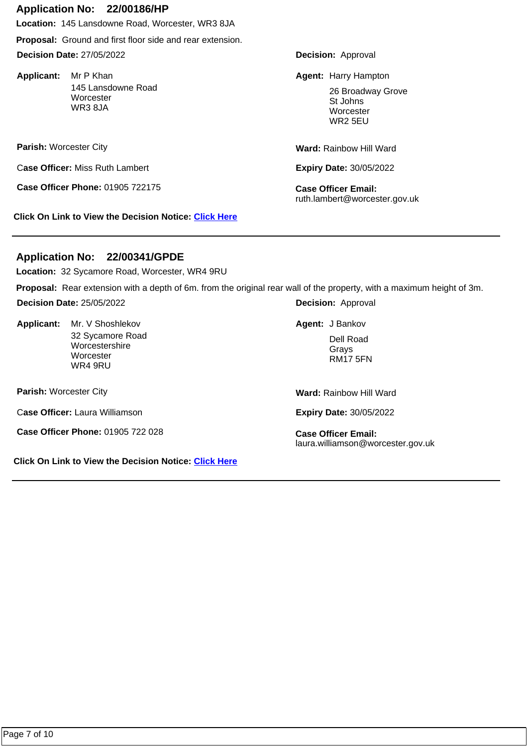## Application No: 22/00186/HP

**Location:** 145 Lansdowne Road, Worcester, WR3 8JA

**Proposal:** Ground and first floor side and rear extension.

**Decision Date:** 27/05/2022

**Decision:** Approval

**Applicant:** Mr P Khan
145 Lansdowne Road
Worcester
WR3 8JA

**Agent:** Harry Hampton
26 Broadway Grove
St Johns
Worcester
WR2 5EU

**Parish:** Worcester City

**Ward:** Rainbow Hill Ward

**Case Officer:** Miss Ruth Lambert

**Expiry Date:** 30/05/2022

**Case Officer Phone:** 01905 722175

**Case Officer Email:** ruth.lambert@worcester.gov.uk

**Click On Link to View the Decision Notice:** Click Here

---

## Application No: 22/00341/GPDE

**Location:** 32 Sycamore Road, Worcester, WR4 9RU

**Proposal:** Rear extension with a depth of 6m. from the original rear wall of the property, with a maximum height of 3m.

**Decision Date:** 25/05/2022

**Decision:** Approval

**Applicant:** Mr. V Shoshlekov
32 Sycamore Road
Worcestershire
Worcester
WR4 9RU

**Agent:** J Bankov
Dell Road
Grays
RM17 5FN

**Parish:** Worcester City

**Ward:** Rainbow Hill Ward

**Case Officer:** Laura Williamson

**Expiry Date:** 30/05/2022

**Case Officer Phone:** 01905 722 028

**Case Officer Email:** laura.williamson@worcester.gov.uk

**Click On Link to View the Decision Notice:** Click Here

---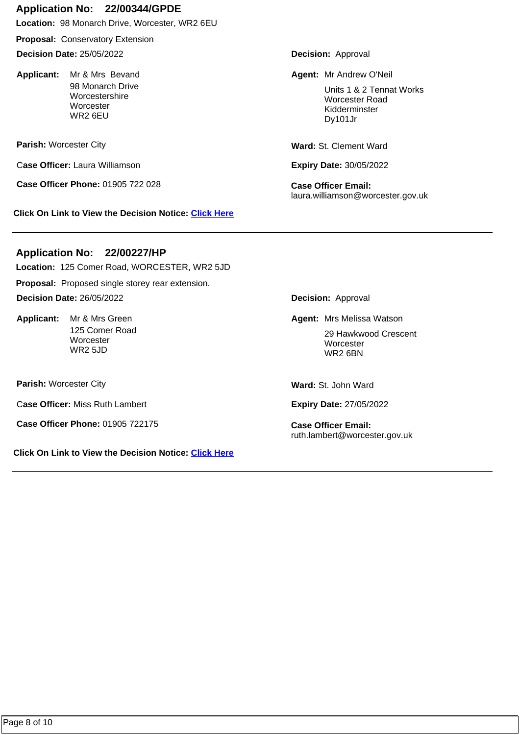## Application No: 22/00344/GPDE

**Location:** 98 Monarch Drive, Worcester, WR2 6EU

**Proposal:** Conservatory Extension

**Decision Date:** 25/05/2022

**Decision:** Approval

**Applicant:** Mr & Mrs Bevand
98 Monarch Drive
Worcestershire
Worcester
WR2 6EU

**Agent:** Mr Andrew O'Neil
Units 1 & 2 Tennat Works
Worcester Road
Kidderminster
Dy101Jr

**Parish:** Worcester City

**Ward:** St. Clement Ward

**Case Officer:** Laura Williamson

**Expiry Date:** 30/05/2022

**Case Officer Phone:** 01905 722 028

**Case Officer Email:** laura.williamson@worcester.gov.uk

**Click On Link to View the Decision Notice:** Click Here

---

## Application No: 22/00227/HP

**Location:** 125 Comer Road, WORCESTER, WR2 5JD

**Proposal:** Proposed single storey rear extension.

**Decision Date:** 26/05/2022

**Decision:** Approval

**Applicant:** Mr & Mrs Green
125 Comer Road
Worcester
WR2 5JD

**Agent:** Mrs Melissa Watson
29 Hawkwood Crescent
Worcester
WR2 6BN

**Parish:** Worcester City

**Ward:** St. John Ward

**Case Officer:** Miss Ruth Lambert

**Expiry Date:** 27/05/2022

**Case Officer Phone:** 01905 722175

**Case Officer Email:** ruth.lambert@worcester.gov.uk

**Click On Link to View the Decision Notice:** Click Here

---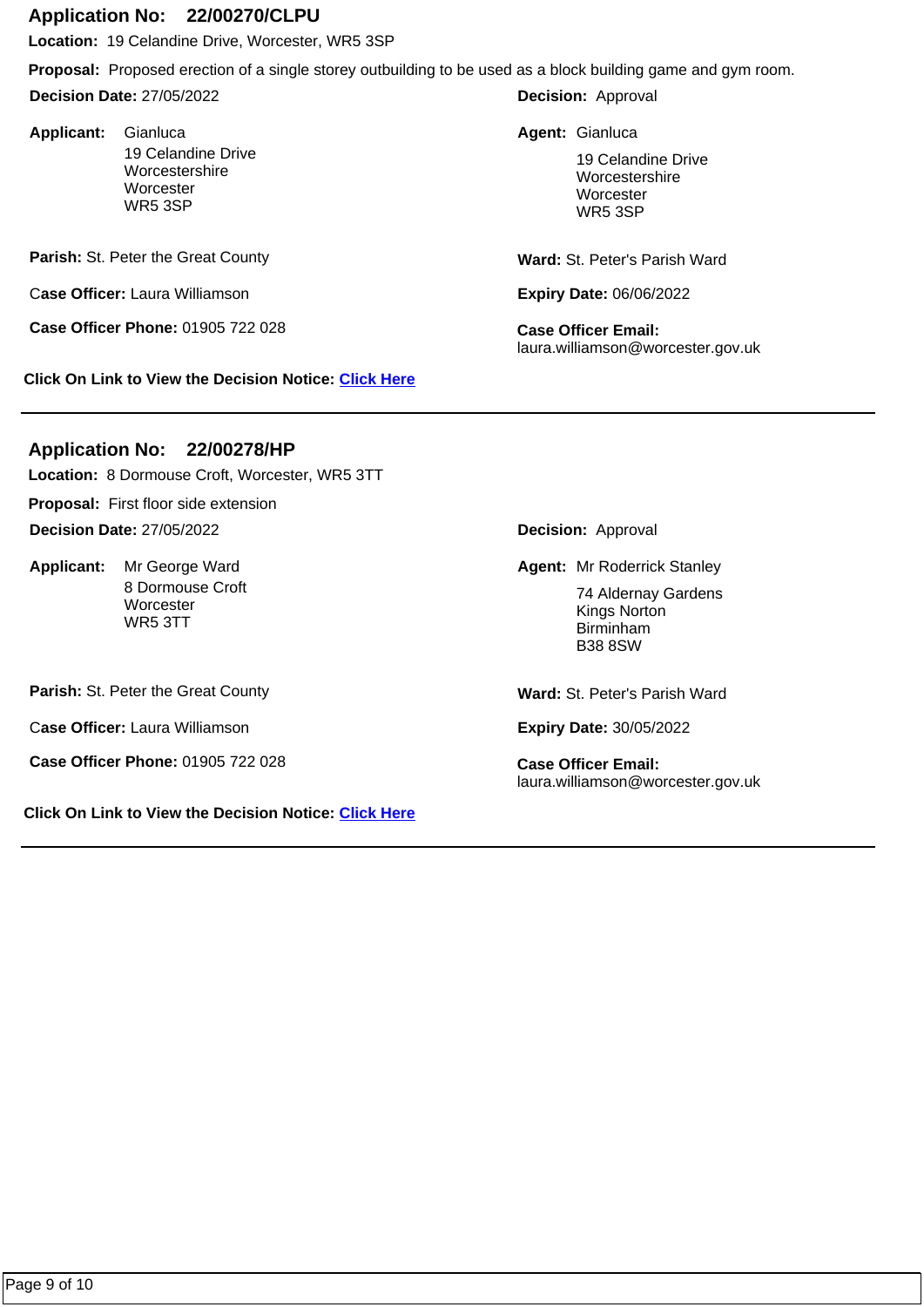## Application No: 22/00270/CLPU

**Location:** 19 Celandine Drive, Worcester, WR5 3SP

**Proposal:** Proposed erection of a single storey outbuilding to be used as a block building game and gym room.

**Decision Date:** 27/05/2022

**Decision:** Approval

**Applicant:** Gianluca
19 Celandine Drive
Worcestershire
Worcester
WR5 3SP

**Agent:** Gianluca
19 Celandine Drive
Worcestershire
Worcester
WR5 3SP

**Parish:** St. Peter the Great County

**Ward:** St. Peter's Parish Ward

**Case Officer:** Laura Williamson

**Expiry Date:** 06/06/2022

**Case Officer Phone:** 01905 722 028

**Case Officer Email:** laura.williamson@worcester.gov.uk

**Click On Link to View the Decision Notice:** Click Here

---

## Application No: 22/00278/HP

**Location:** 8 Dormouse Croft, Worcester, WR5 3TT

**Proposal:** First floor side extension

**Decision Date:** 27/05/2022

**Decision:** Approval

**Applicant:** Mr George Ward
8 Dormouse Croft
Worcester
WR5 3TT

**Agent:** Mr Roderrick Stanley
74 Aldernay Gardens
Kings Norton
Birminham
B38 8SW

**Parish:** St. Peter the Great County

**Ward:** St. Peter's Parish Ward

**Case Officer:** Laura Williamson

**Expiry Date:** 30/05/2022

**Case Officer Phone:** 01905 722 028

**Case Officer Email:** laura.williamson@worcester.gov.uk

**Click On Link to View the Decision Notice:** Click Here

---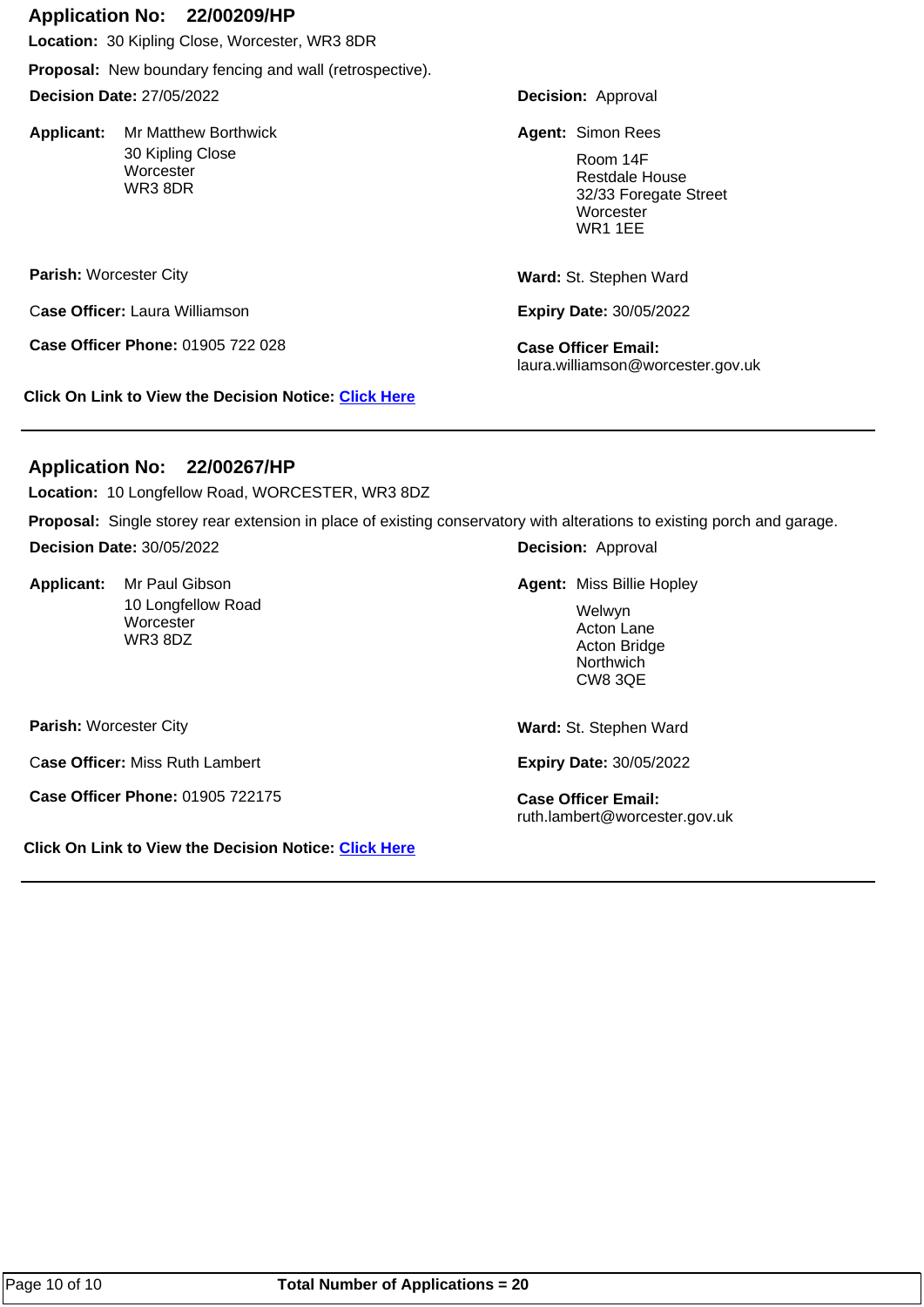## Application No: 22/00209/HP

**Location:** 30 Kipling Close, Worcester, WR3 8DR

**Proposal:** New boundary fencing and wall (retrospective).

**Decision Date:** 27/05/2022

**Decision:** Approval

**Applicant:** Mr Matthew Borthwick
30 Kipling Close
Worcester
WR3 8DR

**Agent:** Simon Rees
Room 14F
Restdale House
32/33 Foregate Street
Worcester
WR1 1EE

**Parish:** Worcester City

**Ward:** St. Stephen Ward

**Case Officer:** Laura Williamson

**Expiry Date:** 30/05/2022

**Case Officer Phone:** 01905 722 028

**Case Officer Email:** laura.williamson@worcester.gov.uk

**Click On Link to View the Decision Notice:** Click Here

---

## Application No: 22/00267/HP

**Location:** 10 Longfellow Road, WORCESTER, WR3 8DZ

**Proposal:** Single storey rear extension in place of existing conservatory with alterations to existing porch and garage.

**Decision Date:** 30/05/2022

**Decision:** Approval

**Applicant:** Mr Paul Gibson
10 Longfellow Road
Worcester
WR3 8DZ

**Agent:** Miss Billie Hopley
Welwyn
Acton Lane
Acton Bridge
Northwich
CW8 3QE

**Parish:** Worcester City

**Ward:** St. Stephen Ward

**Case Officer:** Miss Ruth Lambert

**Expiry Date:** 30/05/2022

**Case Officer Phone:** 01905 722175

**Case Officer Email:** ruth.lambert@worcester.gov.uk

**Click On Link to View the Decision Notice:** Click Here

---

**Total Number of Applications = 20**